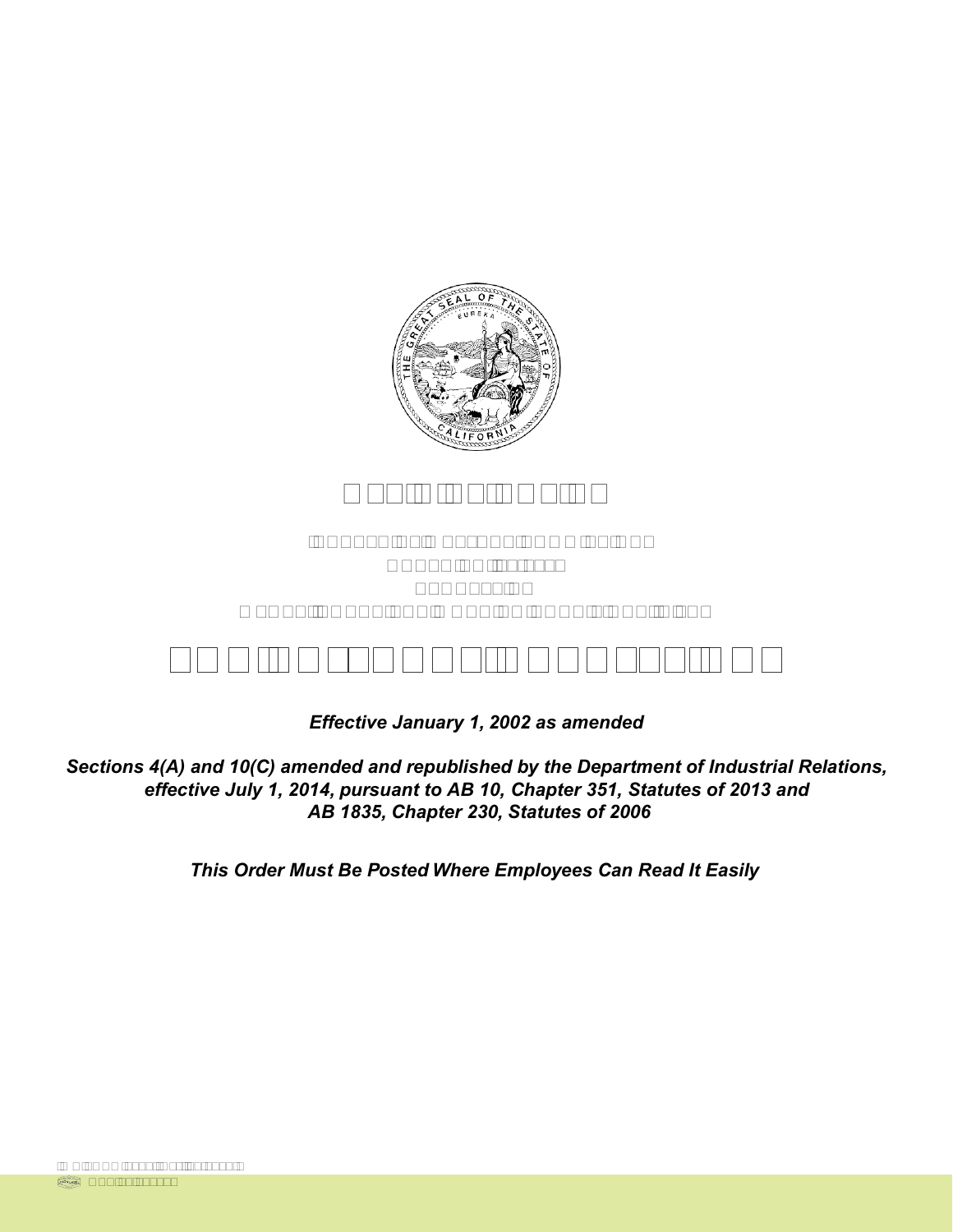*Effective January 1, 2002 as amended*

*Sections 4(A) and 10(C) amended and republished by the Department of Industrial Relations, effective July 1, 2014, pursuant to AB 10, Chapter 351, Statutes of 2013 and AB 1835, Chapter 230, Statutes of 2006*

*This Order Must Be Posted Where Employees Can Read It Easily*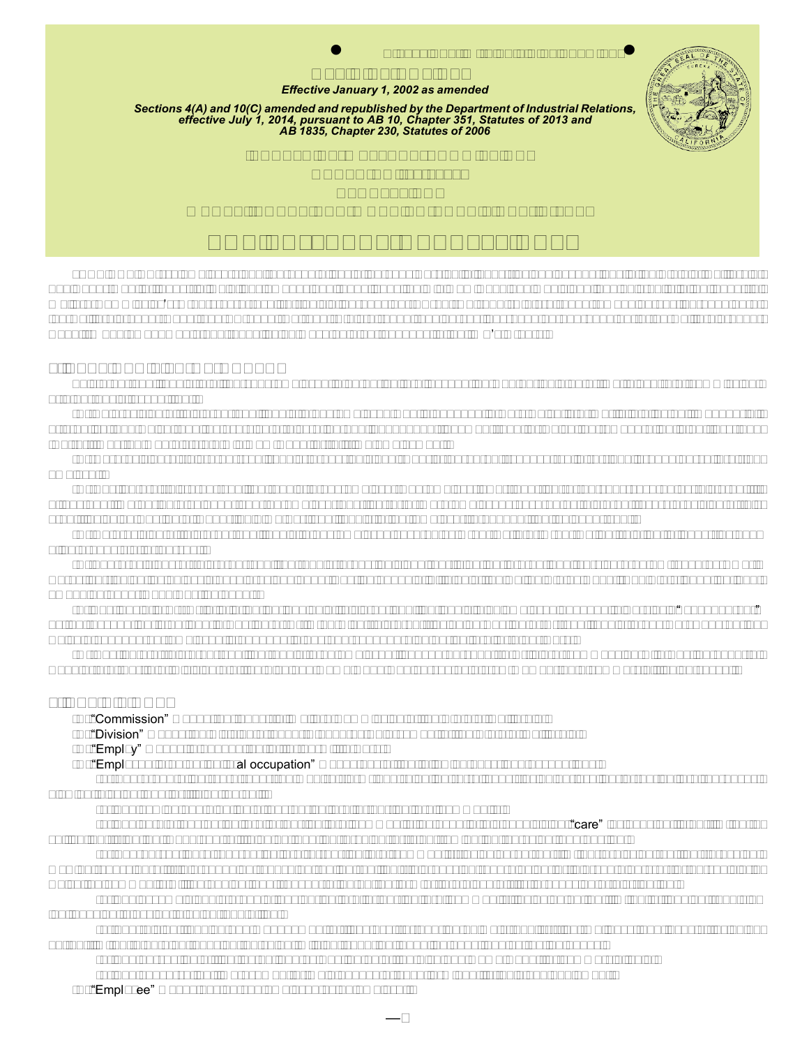*Effective January 1, 2002 as amended*

*Sections 4(A) and 10(C) amended and republished by the Department of Industrial Relations, effective July 1, 2014, pursuant to AB 10, Chapter 351, Statutes of 2013 and AB 1835, Chapter 230, Statutes of 2006*

“Commission”

“Division”

“Empl y”

“Empl al occupation”

“care”

“Empl ee”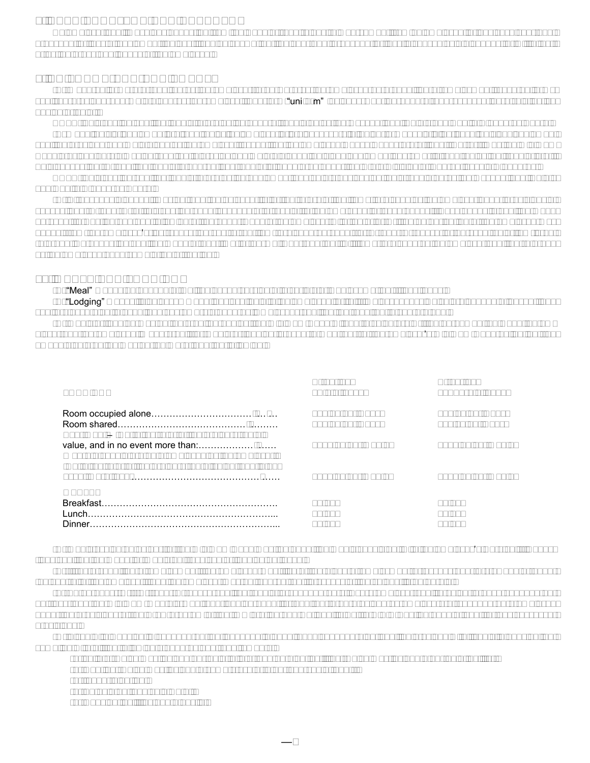"uni m"

"Meal"

"Lodging"

| | | |
|---|---|---|
| Room occupied alone | | |
| Room shared | | |
| value, and in no event more than: | | |
| Breakfast | | |
| Lunch | | |
| Dinner | | |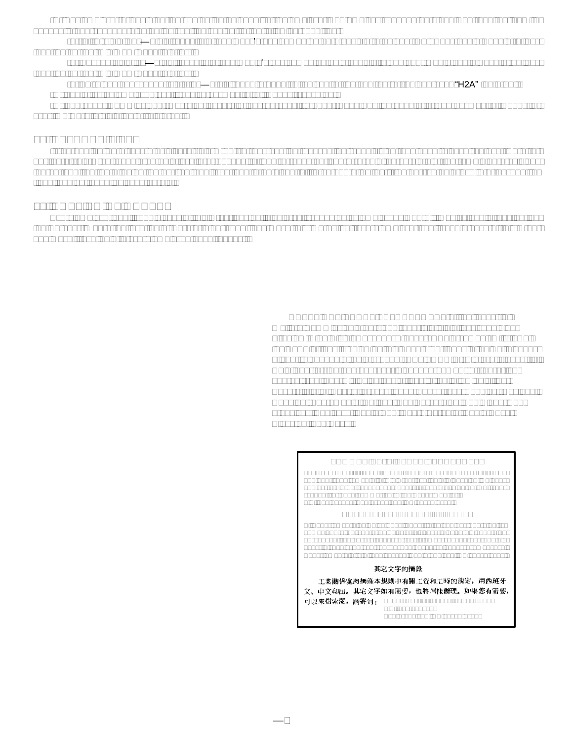### 其宅文字的摘錄

工業關係處將摘錄本規則中有關工資和工時的規定，用西班牙文、中文印出。其宅文字如有需要，也將同樣辦理。如果您有需要，可以來信索閱，請寄到：